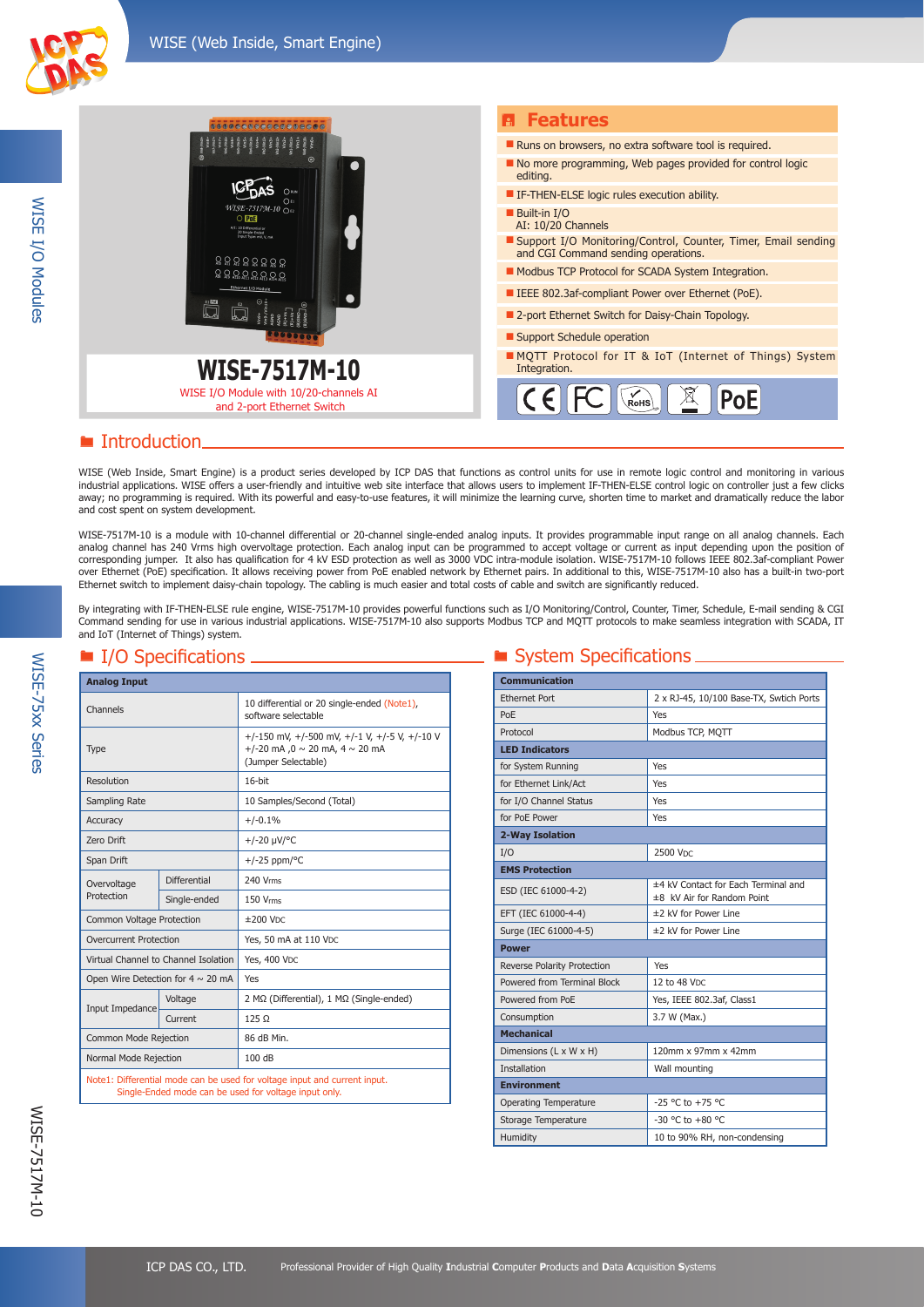# WISE-7517M-10

WISE I/O Module with 10/20-channels AI and 2-port Ethernet Switch

## Features

- Runs on browsers, no extra software tool is required.
- No more programming, Web pages provided for control logic editing.
- IF-THEN-ELSE logic rules execution ability.
- Built-in I/O
  AI: 10/20 Channels
- Support I/O Monitoring/Control, Counter, Timer, Email sending and CGI Command sending operations.
- Modbus TCP Protocol for SCADA System Integration.
- IEEE 802.3af-compliant Power over Ethernet (PoE).
- 2-port Ethernet Switch for Daisy-Chain Topology.
- Support Schedule operation
- MQTT Protocol for IT & IoT (Internet of Things) System Integration.

CE FC RoHS PoE

## Introduction

WISE (Web Inside, Smart Engine) is a product series developed by ICP DAS that functions as control units for use in remote logic control and monitoring in various industrial applications. WISE offers a user-friendly and intuitive web site interface that allows users to implement IF-THEN-ELSE control logic on controller just a few clicks away; no programming is required. With its powerful and easy-to-use features, it will minimize the learning curve, shorten time to market and dramatically reduce the labor and cost spent on system development.

WISE-7517M-10 is a module with 10-channel differential or 20-channel single-ended analog inputs. It provides programmable input range on all analog channels. Each analog channel has 240 Vrms high overvoltage protection. Each analog input can be programmed to accept voltage or current as input depending upon the position of corresponding jumper. It also has qualification for 4 kV ESD protection as well as 3000 VDC intra-module isolation. WISE-7517M-10 follows IEEE 802.3af-compliant Power over Ethernet (PoE) specification. It allows receiving power from PoE enabled network by Ethernet pairs. In additional to this, WISE-7517M-10 also has a built-in two-port Ethernet switch to implement daisy-chain topology. The cabling is much easier and total costs of cable and switch are significantly reduced.

By integrating with IF-THEN-ELSE rule engine, WISE-7517M-10 provides powerful functions such as I/O Monitoring/Control, Counter, Timer, Schedule, E-mail sending & CGI Command sending for use in various industrial applications. WISE-7517M-10 also supports Modbus TCP and MQTT protocols to make seamless integration with SCADA, IT and IoT (Internet of Things) system.

## I/O Specifications

| Analog Input | | |
|---|---|---|
| Channels | | 10 differential or 20 single-ended (Note1), software selectable |
| Type | | +/-150 mV, +/-500 mV, +/-1 V, +/-5 V, +/-10 V<br>+/-20 mA ,0 ~ 20 mA, 4 ~ 20 mA<br>(Jumper Selectable) |
| Resolution | | 16-bit |
| Sampling Rate | | 10 Samples/Second (Total) |
| Accuracy | | +/-0.1% |
| Zero Drift | | +/-20 μV/°C |
| Span Drift | | +/-25 ppm/°C |
| Overvoltage Protection | Differential | 240 Vrms |
| | Single-ended | 150 Vrms |
| Common Voltage Protection | | ±200 VDC |
| Overcurrent Protection | | Yes, 50 mA at 110 VDC |
| Virtual Channel to Channel Isolation | | Yes, 400 VDC |
| Open Wire Detection for 4 ~ 20 mA | | Yes |
| Input Impedance | Voltage | 2 MΩ (Differential), 1 MΩ (Single-ended) |
| | Current | 125 Ω |
| Common Mode Rejection | | 86 dB Min. |
| Normal Mode Rejection | | 100 dB |

Note1: Differential mode can be used for voltage input and current input.
Single-Ended mode can be used for voltage input only.

## System Specifications

| Communication | |
|---|---|
| Ethernet Port | 2 x RJ-45, 10/100 Base-TX, Swtich Ports |
| PoE | Yes |
| Protocol | Modbus TCP, MQTT |
| **LED Indicators** | |
| for System Running | Yes |
| for Ethernet Link/Act | Yes |
| for I/O Channel Status | Yes |
| for PoE Power | Yes |
| **2-Way Isolation** | |
| I/O | 2500 VDC |
| **EMS Protection** | |
| ESD (IEC 61000-4-2) | ±4 kV Contact for Each Terminal and ±8 kV Air for Random Point |
| EFT (IEC 61000-4-4) | ±2 kV for Power Line |
| Surge (IEC 61000-4-5) | ±2 kV for Power Line |
| **Power** | |
| Reverse Polarity Protection | Yes |
| Powered from Terminal Block | 12 to 48 VDC |
| Powered from PoE | Yes, IEEE 802.3af, Class1 |
| Consumption | 3.7 W (Max.) |
| **Mechanical** | |
| Dimensions (L x W x H) | 120mm x 97mm x 42mm |
| Installation | Wall mounting |
| **Environment** | |
| Operating Temperature | -25 °C to +75 °C |
| Storage Temperature | -30 °C to +80 °C |
| Humidity | 10 to 90% RH, non-condensing |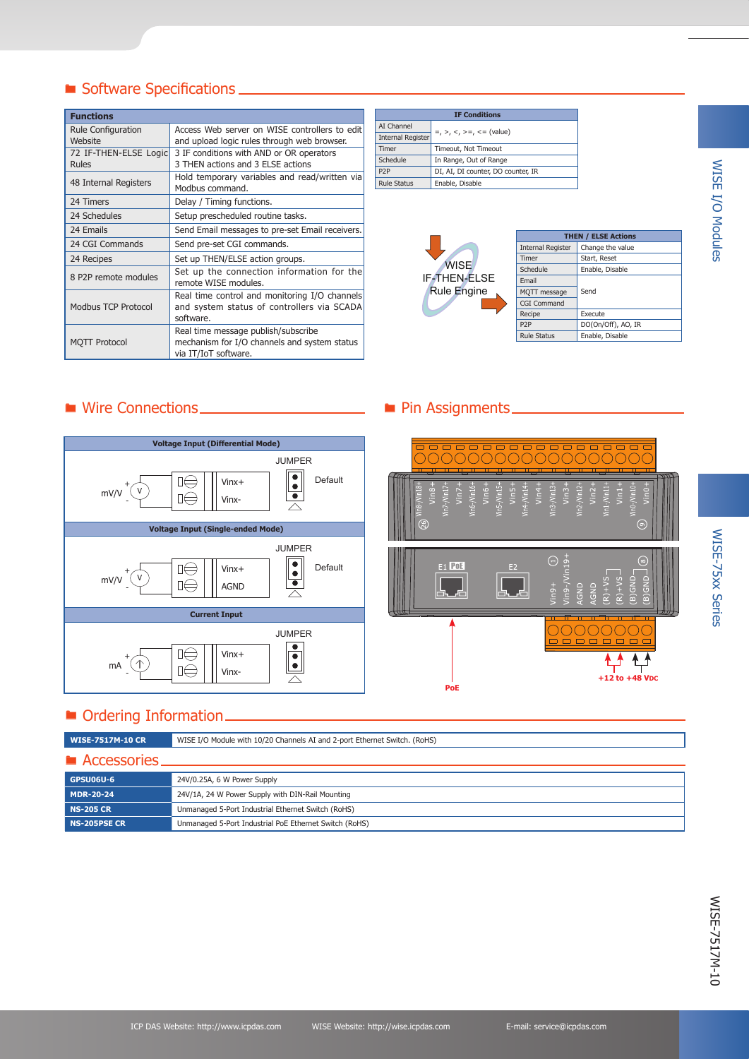## Software Specifications

| Functions | |
|---|---|
| Rule Configuration Website | Access Web server on WISE controllers to edit and upload logic rules through web browser. |
| 72 IF-THEN-ELSE Logic Rules | 3 IF conditions with AND or OR operators<br>3 THEN actions and 3 ELSE actions |
| 48 Internal Registers | Hold temporary variables and read/written via Modbus command. |
| 24 Timers | Delay / Timing functions. |
| 24 Schedules | Setup prescheduled routine tasks. |
| 24 Emails | Send Email messages to pre-set Email receivers. |
| 24 CGI Commands | Send pre-set CGI commands. |
| 24 Recipes | Set up THEN/ELSE action groups. |
| 8 P2P remote modules | Set up the connection information for the remote WISE modules. |
| Modbus TCP Protocol | Real time control and monitoring I/O channels and system status of controllers via SCADA software. |
| MQTT Protocol | Real time message publish/subscribe mechanism for I/O channels and system status via IT/IoT software. |

| IF Conditions | |
|---|---|
| AI Channel | =, >, <, >=, <= (value) |
| Internal Register | =, >, <, >=, <= (value) |
| Timer | Timeout, Not Timeout |
| Schedule | In Range, Out of Range |
| P2P | DI, AI, DI counter, DO counter, IR |
| Rule Status | Enable, Disable |

WISE IF-THEN-ELSE Rule Engine

| THEN / ELSE Actions | |
|---|---|
| Internal Register | Change the value |
| Timer | Start, Reset |
| Schedule | Enable, Disable |
| Email | Send |
| MQTT message | Send |
| CGI Command | Send |
| Recipe | Execute |
| P2P | DO(On/Off), AO, IR |
| Rule Status | Enable, Disable |

## Wire Connections

**Voltage Input (Differential Mode)**

mV/V — Vinx+, Vinx- — JUMPER: Default

**Voltage Input (Single-ended Mode)**

mV/V — Vinx+, AGND — JUMPER: Default

**Current Input**

mA — Vinx+, Vinx- — JUMPER

## Pin Assignments

Vin8-/Vin18+, Vin8+, Vin7-/Vin17-, Vin7+, Vin6-/Vin16+, Vin6+, Vin5-/Vin15+, Vin5+, Vin4-/Vin14+, Vin4+, Vin3-/Vin13+, Vin3+, Vin2-/Vin12+, Vin2+, Vin1-/Vin11+, Vin1+, Vin0-/Vin10+, Vin0+

E1 PoE, E2

Vin9+, Vin9-/Vin19+, AGND, AGND, (R)+VS, (R)+VS, (B)GND, (B)GND

PoE

+12 to +48 VDC

## Ordering Information

| | |
|---|---|
| WISE-7517M-10 CR | WISE I/O Module with 10/20 Channels AI and 2-port Ethernet Switch. (RoHS) |

## Accessories

| | |
|---|---|
| GPSU06U-6 | 24V/0.25A, 6 W Power Supply |
| MDR-20-24 | 24V/1A, 24 W Power Supply with DIN-Rail Mounting |
| NS-205 CR | Unmanaged 5-Port Industrial Ethernet Switch (RoHS) |
| NS-205PSE CR | Unmanaged 5-Port Industrial PoE Ethernet Switch (RoHS) |